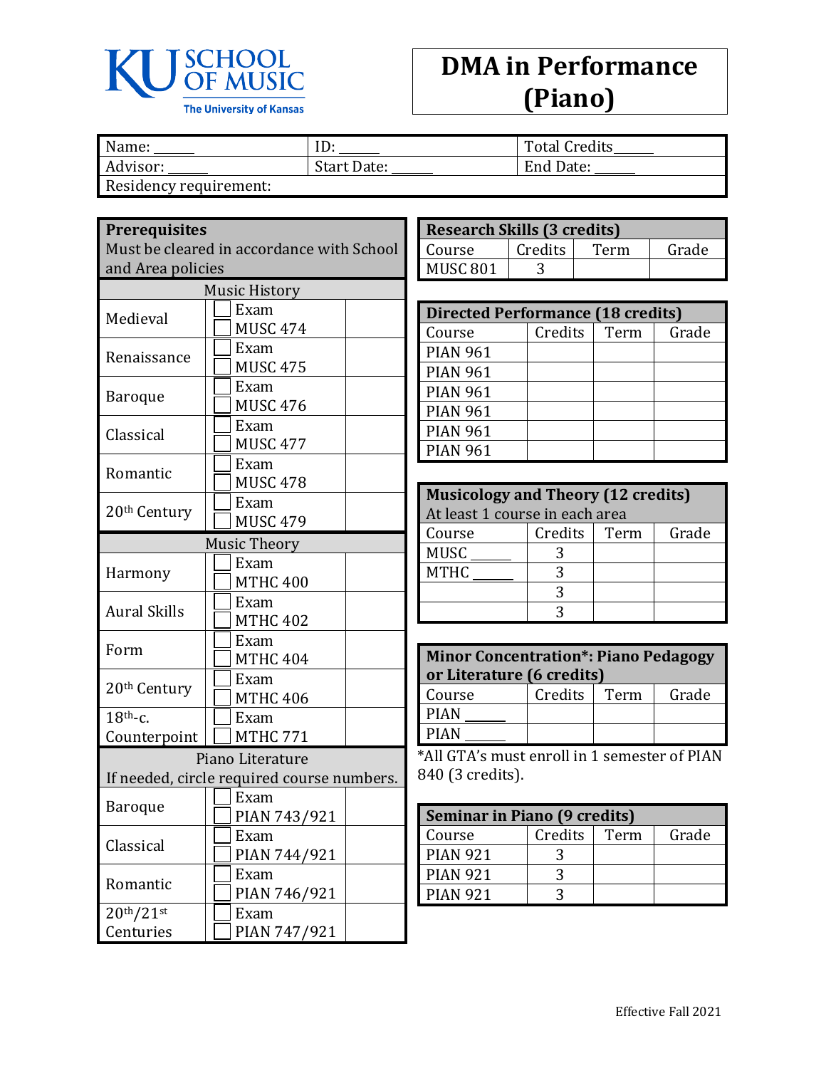KU SCHOOL OF MUSIC
The University of Kansas

# DMA in Performance (Piano)

| Name: ______ | ID: ______ | Total Credits ______ |
|---|---|---|
| Advisor: ______ | Start Date: ______ | End Date: ______ |
| Residency requirement: | | |

| **Prerequisites** Must be cleared in accordance with School and Area policies | | |
|---|---|---|
| Music History | | |
| Medieval | ☐ Exam ☐ MUSC 474 | |
| Renaissance | ☐ Exam ☐ MUSC 475 | |
| Baroque | ☐ Exam ☐ MUSC 476 | |
| Classical | ☐ Exam ☐ MUSC 477 | |
| Romantic | ☐ Exam ☐ MUSC 478 | |
| 20th Century | ☐ Exam ☐ MUSC 479 | |
| Music Theory | | |
| Harmony | ☐ Exam ☐ MTHC 400 | |
| Aural Skills | ☐ Exam ☐ MTHC 402 | |
| Form | ☐ Exam ☐ MTHC 404 | |
| 20th Century | ☐ Exam ☐ MTHC 406 | |
| 18th-c. Counterpoint | ☐ Exam ☐ MTHC 771 | |
| Piano Literature If needed, circle required course numbers. | | |
| Baroque | ☐ Exam ☐ PIAN 743/921 | |
| Classical | ☐ Exam ☐ PIAN 744/921 | |
| Romantic | ☐ Exam ☐ PIAN 746/921 | |
| 20th/21st Centuries | ☐ Exam ☐ PIAN 747/921 | |

| **Research Skills (3 credits)** | | | |
|---|---|---|---|
| Course | Credits | Term | Grade |
| MUSC 801 | 3 | | |

| **Directed Performance (18 credits)** | | | |
|---|---|---|---|
| Course | Credits | Term | Grade |
| PIAN 961 | | | |
| PIAN 961 | | | |
| PIAN 961 | | | |
| PIAN 961 | | | |
| PIAN 961 | | | |
| PIAN 961 | | | |

| **Musicology and Theory (12 credits)** At least 1 course in each area | | | |
|---|---|---|---|
| Course | Credits | Term | Grade |
| MUSC ______ | 3 | | |
| MTHC ______ | 3 | | |
| | 3 | | |
| | 3 | | |

| **Minor Concentration\*: Piano Pedagogy or Literature (6 credits)** | | | |
|---|---|---|---|
| Course | Credits | Term | Grade |
| PIAN ______ | | | |
| PIAN ______ | | | |

*All GTA's must enroll in 1 semester of PIAN 840 (3 credits).

| **Seminar in Piano (9 credits)** | | | |
|---|---|---|---|
| Course | Credits | Term | Grade |
| PIAN 921 | 3 | | |
| PIAN 921 | 3 | | |
| PIAN 921 | 3 | | |

Effective Fall 2021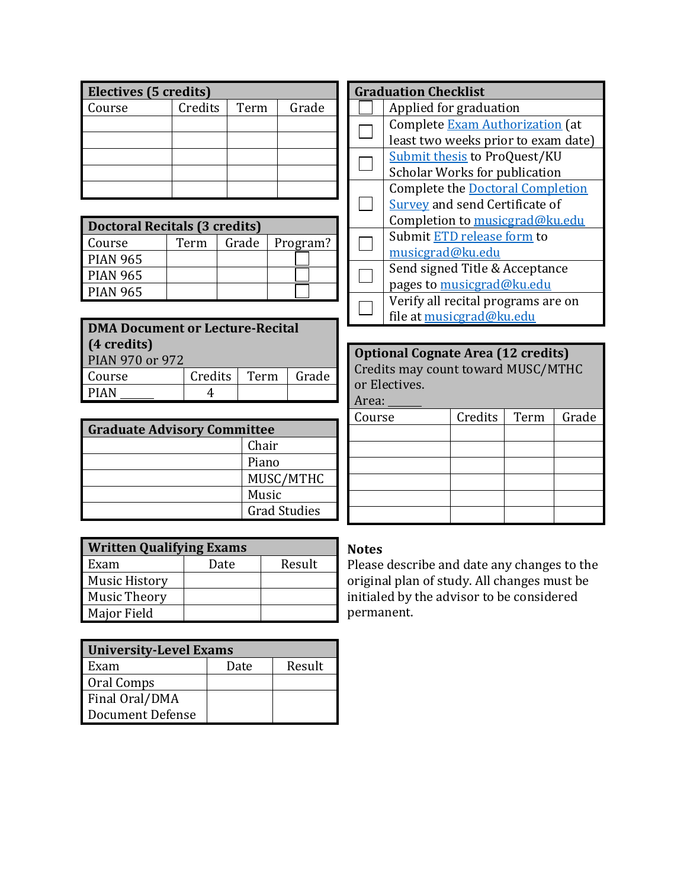| Electives (5 credits) | | | |
|---|---|---|---|
| Course | Credits | Term | Grade |
| | | | |
| | | | |
| | | | |
| | | | |
| | | | |

| Doctoral Recitals (3 credits) | | | |
|---|---|---|---|
| Course | Term | Grade | Program? |
| PIAN 965 | | | ☐ |
| PIAN 965 | | | ☐ |
| PIAN 965 | | | ☐ |

| DMA Document or Lecture-Recital (4 credits) PIAN 970 or 972 | | | |
|---|---|---|---|
| Course | Credits | Term | Grade |
| PIAN ______ | 4 | | |

| Graduate Advisory Committee | |
|---|---|
| | Chair |
| | Piano |
| | MUSC/MTHC |
| | Music |
| | Grad Studies |

| Written Qualifying Exams | | |
|---|---|---|
| Exam | Date | Result |
| Music History | | |
| Music Theory | | |
| Major Field | | |

| University-Level Exams | | |
|---|---|---|
| Exam | Date | Result |
| Oral Comps | | |
| Final Oral/DMA Document Defense | | |

| Graduation Checklist | |
|---|---|
| ☐ | Applied for graduation |
| ☐ | Complete Exam Authorization (at least two weeks prior to exam date) |
| ☐ | Submit thesis to ProQuest/KU Scholar Works for publication |
| ☐ | Complete the Doctoral Completion Survey and send Certificate of Completion to musicgrad@ku.edu |
| ☐ | Submit ETD release form to musicgrad@ku.edu |
| ☐ | Send signed Title & Acceptance pages to musicgrad@ku.edu |
| ☐ | Verify all recital programs are on file at musicgrad@ku.edu |

| Optional Cognate Area (12 credits) Credits may count toward MUSC/MTHC or Electives. Area: ______ | | | |
|---|---|---|---|
| Course | Credits | Term | Grade |
| | | | |
| | | | |
| | | | |
| | | | |
| | | | |
| | | | |

**Notes**

Please describe and date any changes to the original plan of study. All changes must be initialed by the advisor to be considered permanent.